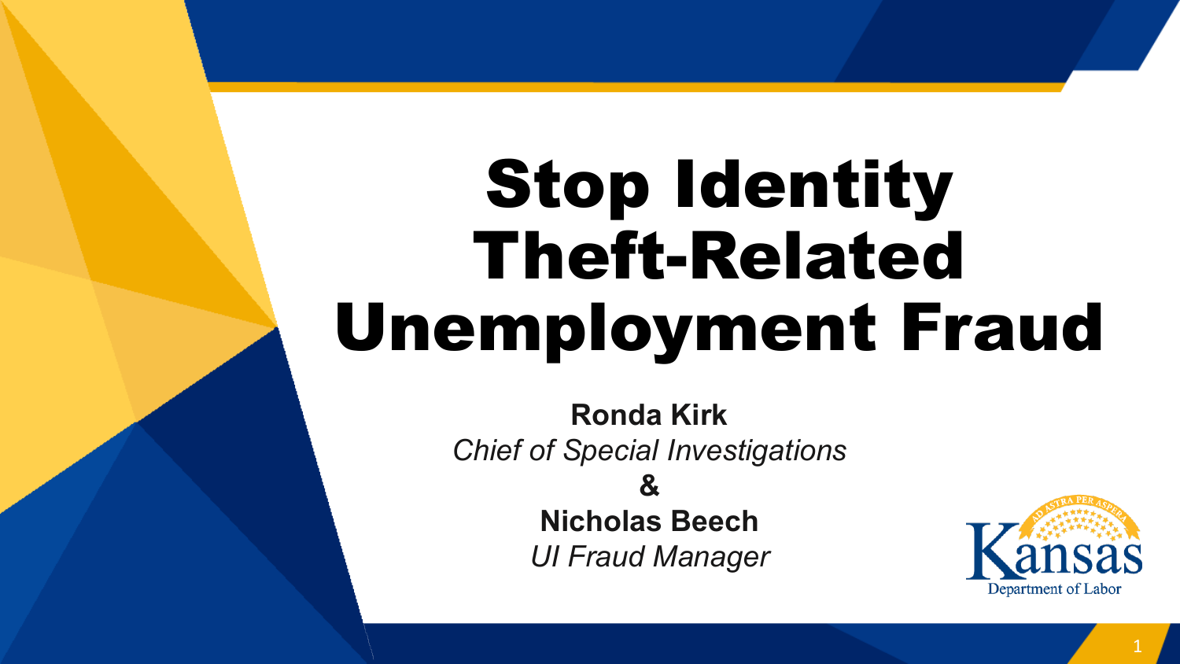# Stop Identity Theft-Related Unemployment Fraud

**Ronda Kirk**
*Chief of Special Investigations*
**&**
**Nicholas Beech**
*UI Fraud Manager*

Kansas Department of Labor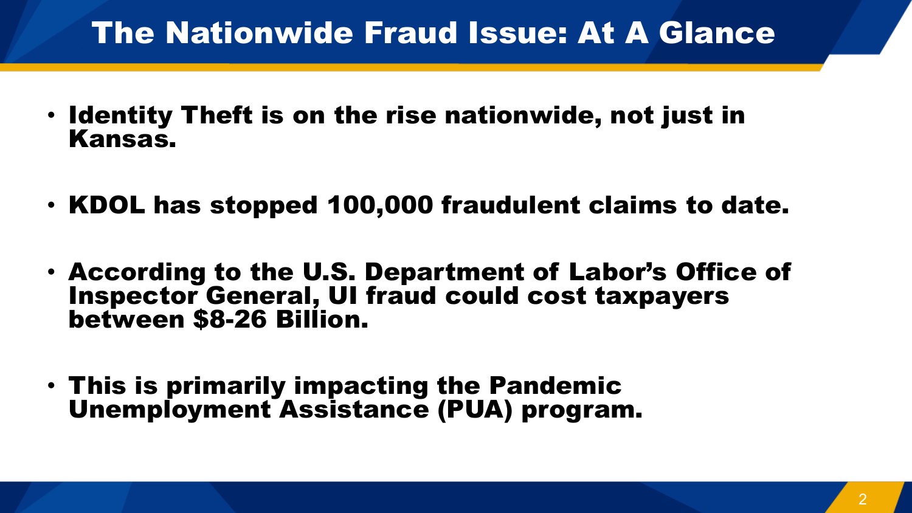# The Nationwide Fraud Issue: At A Glance

- **Identity Theft is on the rise nationwide, not just in Kansas.**
- **KDOL has stopped 100,000 fraudulent claims to date.**
- **According to the U.S. Department of Labor's Office of Inspector General, UI fraud could cost taxpayers between $8-26 Billion.**
- **This is primarily impacting the Pandemic Unemployment Assistance (PUA) program.**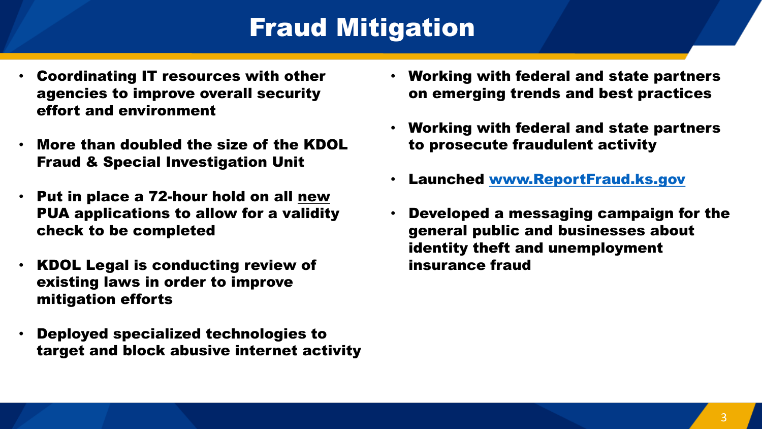# Fraud Mitigation

- **Coordinating IT resources with other agencies to improve overall security effort and environment**
- **More than doubled the size of the KDOL Fraud & Special Investigation Unit**
- **Put in place a 72-hour hold on all <u>new</u> PUA applications to allow for a validity check to be completed**
- **KDOL Legal is conducting review of existing laws in order to improve mitigation efforts**
- **Deployed specialized technologies to target and block abusive internet activity**
- **Working with federal and state partners on emerging trends and best practices**
- **Working with federal and state partners to prosecute fraudulent activity**
- **Launched [www.ReportFraud.ks.gov](http://www.ReportFraud.ks.gov)**
- **Developed a messaging campaign for the general public and businesses about identity theft and unemployment insurance fraud**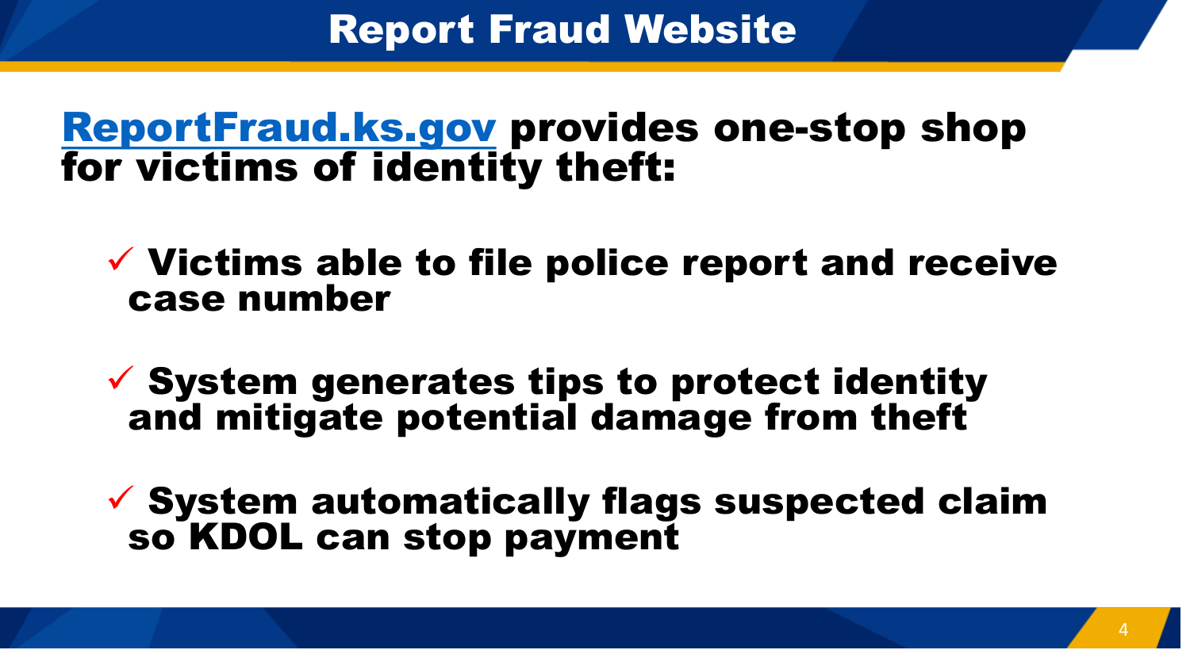# Report Fraud Website

**ReportFraud.ks.gov provides one-stop shop for victims of identity theft:**

- ✓ **Victims able to file police report and receive case number**
- ✓ **System generates tips to protect identity and mitigate potential damage from theft**
- ✓ **System automatically flags suspected claim so KDOL can stop payment**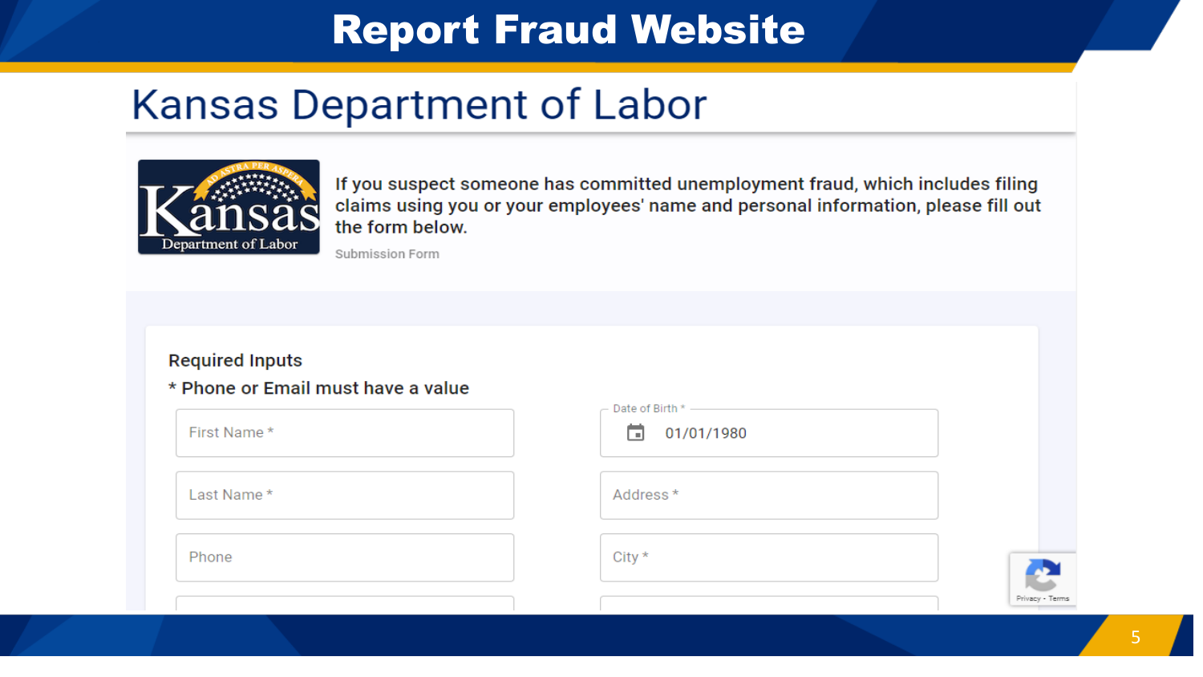# Report Fraud Website

## Kansas Department of Labor

Kansas Department of Labor — AD ASTRA PER ASPERA

If you suspect someone has committed unemployment fraud, which includes filing claims using you or your employees' name and personal information, please fill out the form below.

Submission Form

### Required Inputs

* Phone or Email must have a value

First Name *

Last Name *

Phone

Date of Birth * 01/01/1980

Address *

City *

Privacy - Terms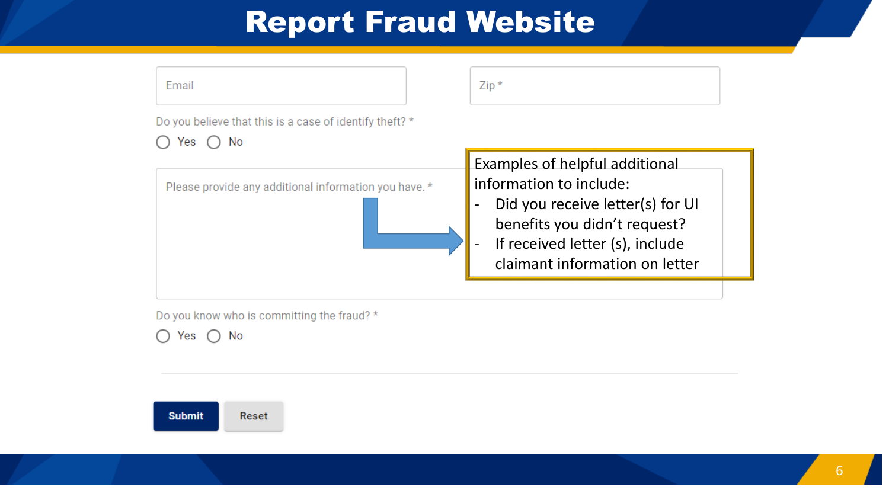# Report Fraud Website

Email

Zip *

Do you believe that this is a case of identify theft? *

- Yes
- No

Please provide any additional information you have. *

Examples of helpful additional information to include:

- Did you receive letter(s) for UI benefits you didn't request?
- If received letter (s), include claimant information on letter

Do you know who is committing the fraud? *

- Yes
- No

Submit

Reset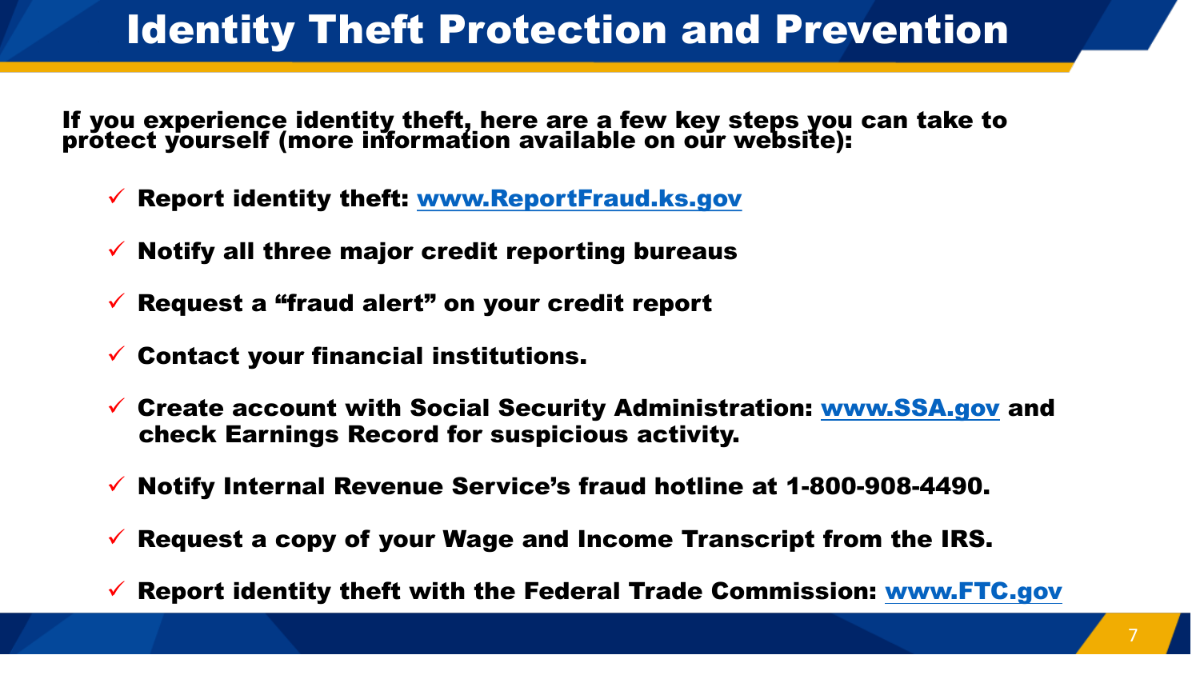# Identity Theft Protection and Prevention

**If you experience identity theft, here are a few key steps you can take to protect yourself (more information available on our website):**

- ✓ **Report identity theft: www.ReportFraud.ks.gov**
- ✓ **Notify all three major credit reporting bureaus**
- ✓ **Request a “fraud alert” on your credit report**
- ✓ **Contact your financial institutions.**
- ✓ **Create account with Social Security Administration: www.SSA.gov and check Earnings Record for suspicious activity.**
- ✓ **Notify Internal Revenue Service’s fraud hotline at 1-800-908-4490.**
- ✓ **Request a copy of your Wage and Income Transcript from the IRS.**
- ✓ **Report identity theft with the Federal Trade Commission: www.FTC.gov**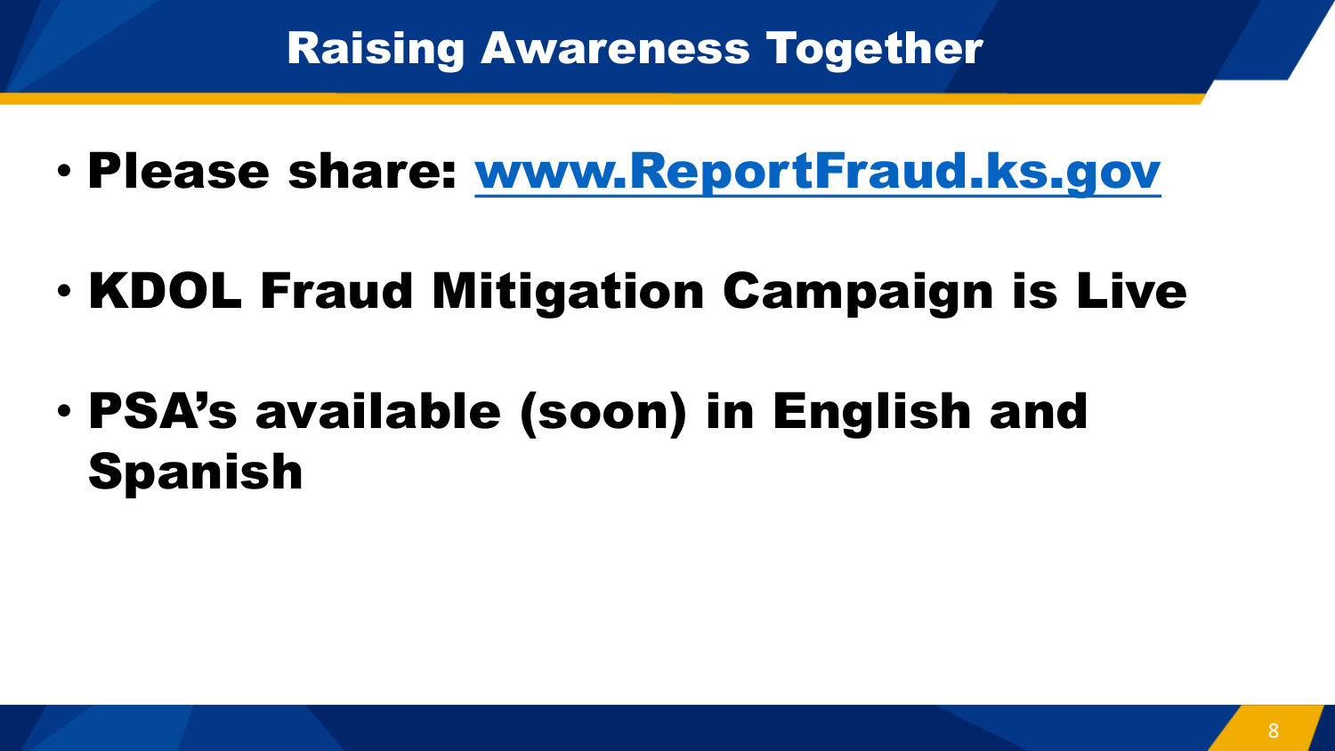# Raising Awareness Together

- **Please share: [www.ReportFraud.ks.gov](http://www.ReportFraud.ks.gov)**
- **KDOL Fraud Mitigation Campaign is Live**
- **PSA's available (soon) in English and Spanish**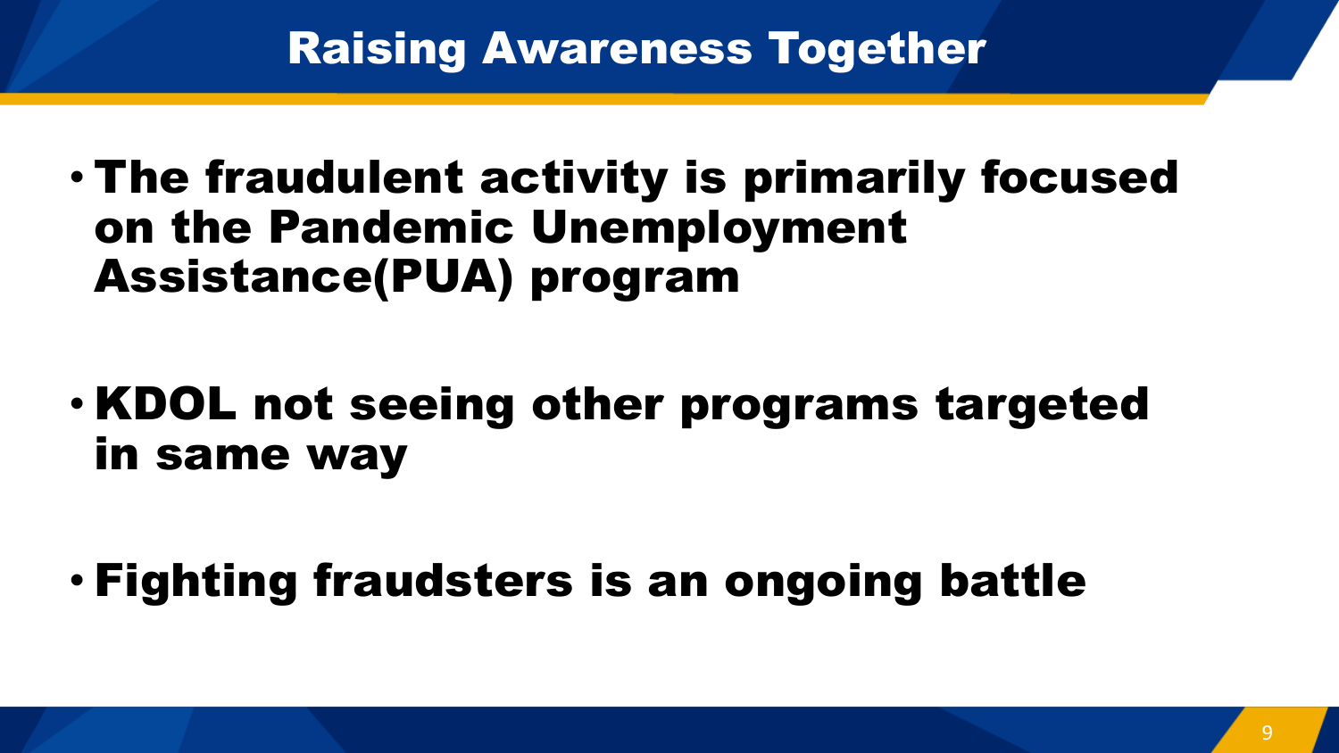# Raising Awareness Together

- **The fraudulent activity is primarily focused on the Pandemic Unemployment Assistance(PUA) program**
- **KDOL not seeing other programs targeted in same way**
- **Fighting fraudsters is an ongoing battle**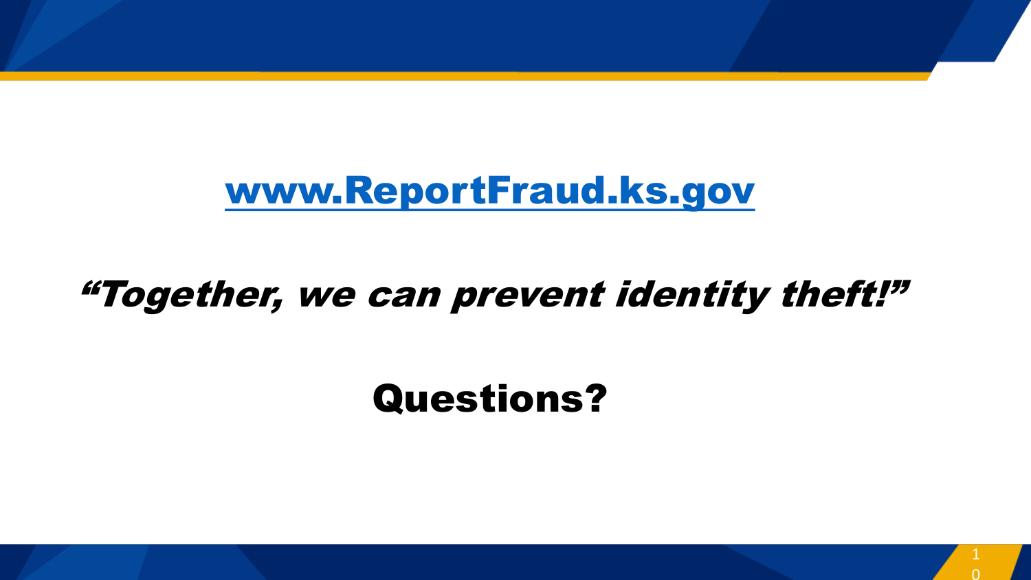[www.ReportFraud.ks.gov](http://www.ReportFraud.ks.gov)

***"Together, we can prevent identity theft!"***

**Questions?**